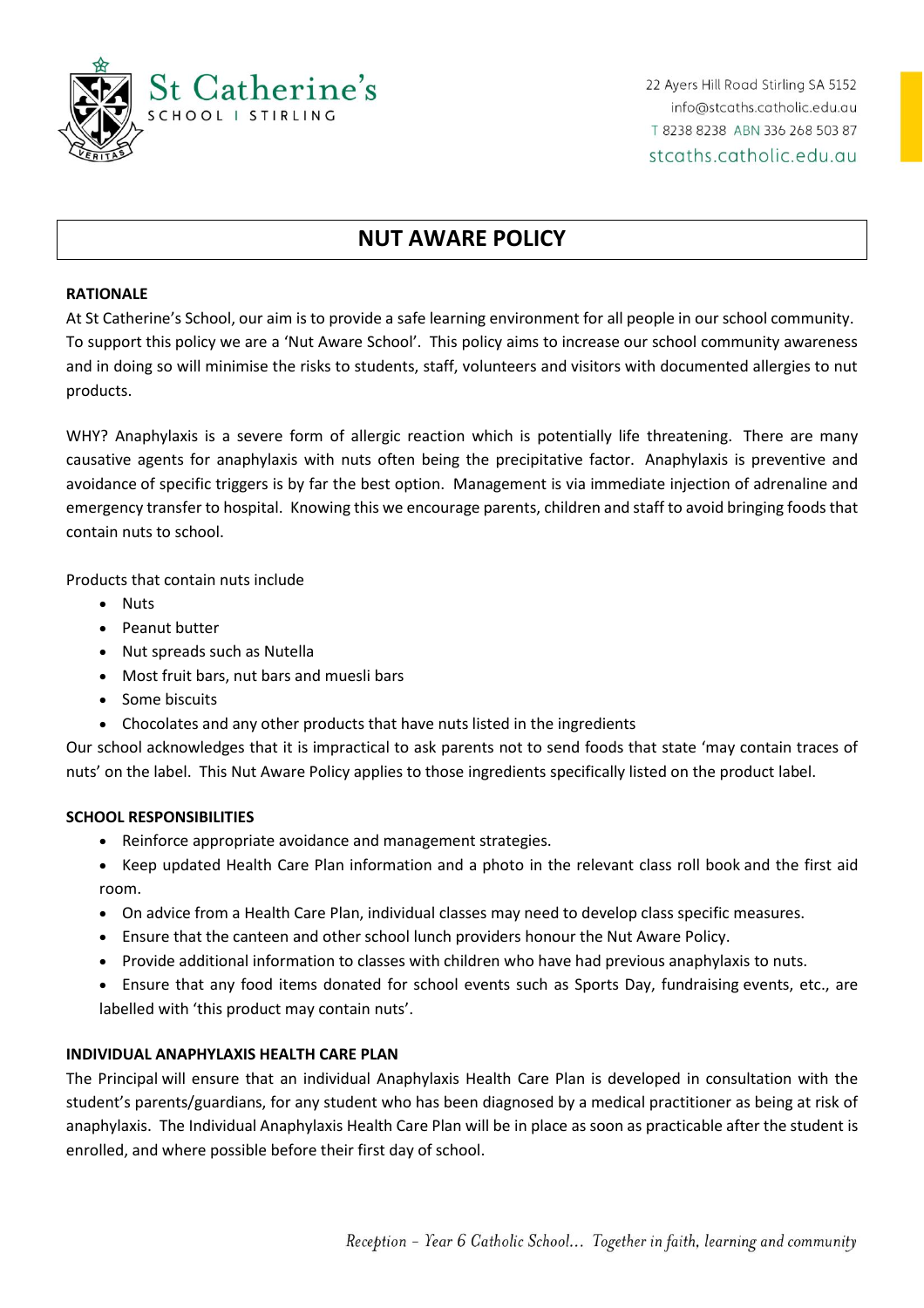St Catherine's
SCHOOL | STIRLING

22 Ayers Hill Road Stirling SA 5152
info@stcaths.catholic.edu.au
T 8238 8238 ABN 336 268 503 87
stcaths.catholic.edu.au

# NUT AWARE POLICY

**RATIONALE**

At St Catherine's School, our aim is to provide a safe learning environment for all people in our school community. To support this policy we are a 'Nut Aware School'. This policy aims to increase our school community awareness and in doing so will minimise the risks to students, staff, volunteers and visitors with documented allergies to nut products.

WHY? Anaphylaxis is a severe form of allergic reaction which is potentially life threatening. There are many causative agents for anaphylaxis with nuts often being the precipitative factor. Anaphylaxis is preventive and avoidance of specific triggers is by far the best option. Management is via immediate injection of adrenaline and emergency transfer to hospital. Knowing this we encourage parents, children and staff to avoid bringing foods that contain nuts to school.

Products that contain nuts include

- Nuts
- Peanut butter
- Nut spreads such as Nutella
- Most fruit bars, nut bars and muesli bars
- Some biscuits
- Chocolates and any other products that have nuts listed in the ingredients

Our school acknowledges that it is impractical to ask parents not to send foods that state 'may contain traces of nuts' on the label. This Nut Aware Policy applies to those ingredients specifically listed on the product label.

**SCHOOL RESPONSIBILITIES**

- Reinforce appropriate avoidance and management strategies.
- Keep updated Health Care Plan information and a photo in the relevant class roll book and the first aid room.
- On advice from a Health Care Plan, individual classes may need to develop class specific measures.
- Ensure that the canteen and other school lunch providers honour the Nut Aware Policy.
- Provide additional information to classes with children who have had previous anaphylaxis to nuts.
- Ensure that any food items donated for school events such as Sports Day, fundraising events, etc., are labelled with 'this product may contain nuts'.

**INDIVIDUAL ANAPHYLAXIS HEALTH CARE PLAN**

The Principal will ensure that an individual Anaphylaxis Health Care Plan is developed in consultation with the student's parents/guardians, for any student who has been diagnosed by a medical practitioner as being at risk of anaphylaxis. The Individual Anaphylaxis Health Care Plan will be in place as soon as practicable after the student is enrolled, and where possible before their first day of school.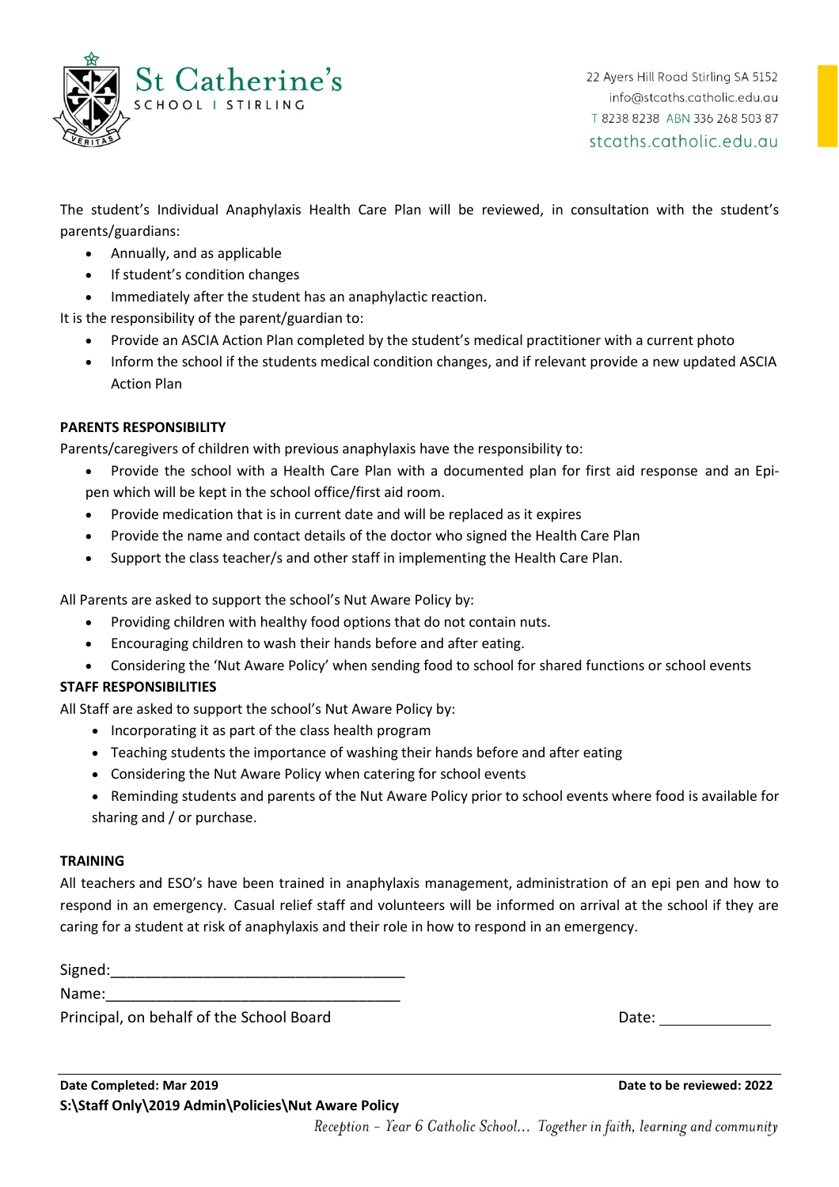The student's Individual Anaphylaxis Health Care Plan will be reviewed, in consultation with the student's parents/guardians:

- Annually, and as applicable
- If student's condition changes
- Immediately after the student has an anaphylactic reaction.

It is the responsibility of the parent/guardian to:

- Provide an ASCIA Action Plan completed by the student's medical practitioner with a current photo
- Inform the school if the students medical condition changes, and if relevant provide a new updated ASCIA Action Plan

**PARENTS RESPONSIBILITY**

Parents/caregivers of children with previous anaphylaxis have the responsibility to:

- Provide the school with a Health Care Plan with a documented plan for first aid response and an Epi-pen which will be kept in the school office/first aid room.
- Provide medication that is in current date and will be replaced as it expires
- Provide the name and contact details of the doctor who signed the Health Care Plan
- Support the class teacher/s and other staff in implementing the Health Care Plan.

All Parents are asked to support the school's Nut Aware Policy by:

- Providing children with healthy food options that do not contain nuts.
- Encouraging children to wash their hands before and after eating.
- Considering the 'Nut Aware Policy' when sending food to school for shared functions or school events

**STAFF RESPONSIBILITIES**

All Staff are asked to support the school's Nut Aware Policy by:

- Incorporating it as part of the class health program
- Teaching students the importance of washing their hands before and after eating
- Considering the Nut Aware Policy when catering for school events
- Reminding students and parents of the Nut Aware Policy prior to school events where food is available for sharing and / or purchase.

**TRAINING**

All teachers and ESO's have been trained in anaphylaxis management, administration of an epi pen and how to respond in an emergency. Casual relief staff and volunteers will be informed on arrival at the school if they are caring for a student at risk of anaphylaxis and their role in how to respond in an emergency.

Signed:___________________________________

Name:___________________________________

Principal, on behalf of the School Board

Date: ______________

**Date Completed: Mar 2019** **Date to be reviewed: 2022**

**S:\Staff Only\2019 Admin\Policies\Nut Aware Policy**